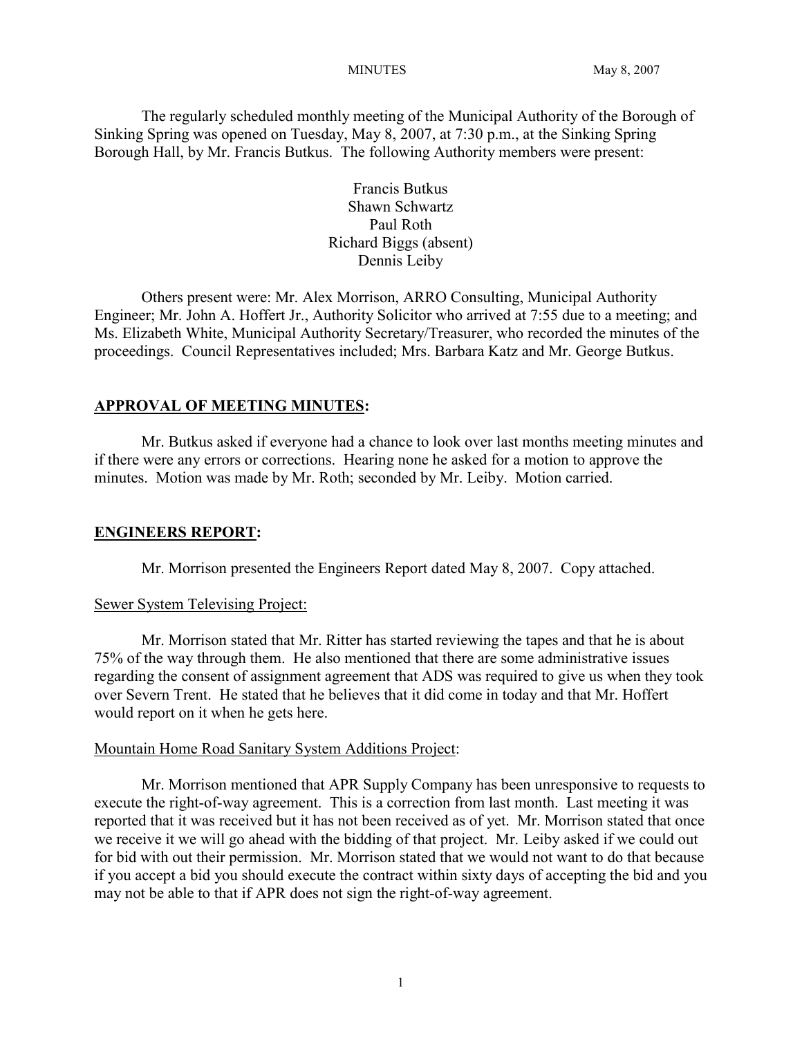The regularly scheduled monthly meeting of the Municipal Authority of the Borough of Sinking Spring was opened on Tuesday, May 8, 2007, at 7:30 p.m., at the Sinking Spring Borough Hall, by Mr. Francis Butkus. The following Authority members were present:

Francis Butkus  
Shawn Schwartz  
Paul Roth  
Richard Biggs (absent)  
Dennis Leiby

Others present were: Mr. Alex Morrison, ARRO Consulting, Municipal Authority Engineer; Mr. John A. Hoffert Jr., Authority Solicitor who arrived at 7:55 due to a meeting; and Ms. Elizabeth White, Municipal Authority Secretary/Treasurer, who recorded the minutes of the proceedings. Council Representatives included; Mrs. Barbara Katz and Mr. George Butkus.

## APPROVAL OF MEETING MINUTES:

Mr. Butkus asked if everyone had a chance to look over last months meeting minutes and if there were any errors or corrections. Hearing none he asked for a motion to approve the minutes. Motion was made by Mr. Roth; seconded by Mr. Leiby. Motion carried.

## ENGINEERS REPORT:

Mr. Morrison presented the Engineers Report dated May 8, 2007. Copy attached.

### Sewer System Televising Project:

Mr. Morrison stated that Mr. Ritter has started reviewing the tapes and that he is about 75% of the way through them. He also mentioned that there are some administrative issues regarding the consent of assignment agreement that ADS was required to give us when they took over Severn Trent. He stated that he believes that it did come in today and that Mr. Hoffert would report on it when he gets here.

### Mountain Home Road Sanitary System Additions Project:

Mr. Morrison mentioned that APR Supply Company has been unresponsive to requests to execute the right-of-way agreement. This is a correction from last month. Last meeting it was reported that it was received but it has not been received as of yet. Mr. Morrison stated that once we receive it we will go ahead with the bidding of that project. Mr. Leiby asked if we could out for bid with out their permission. Mr. Morrison stated that we would not want to do that because if you accept a bid you should execute the contract within sixty days of accepting the bid and you may not be able to that if APR does not sign the right-of-way agreement.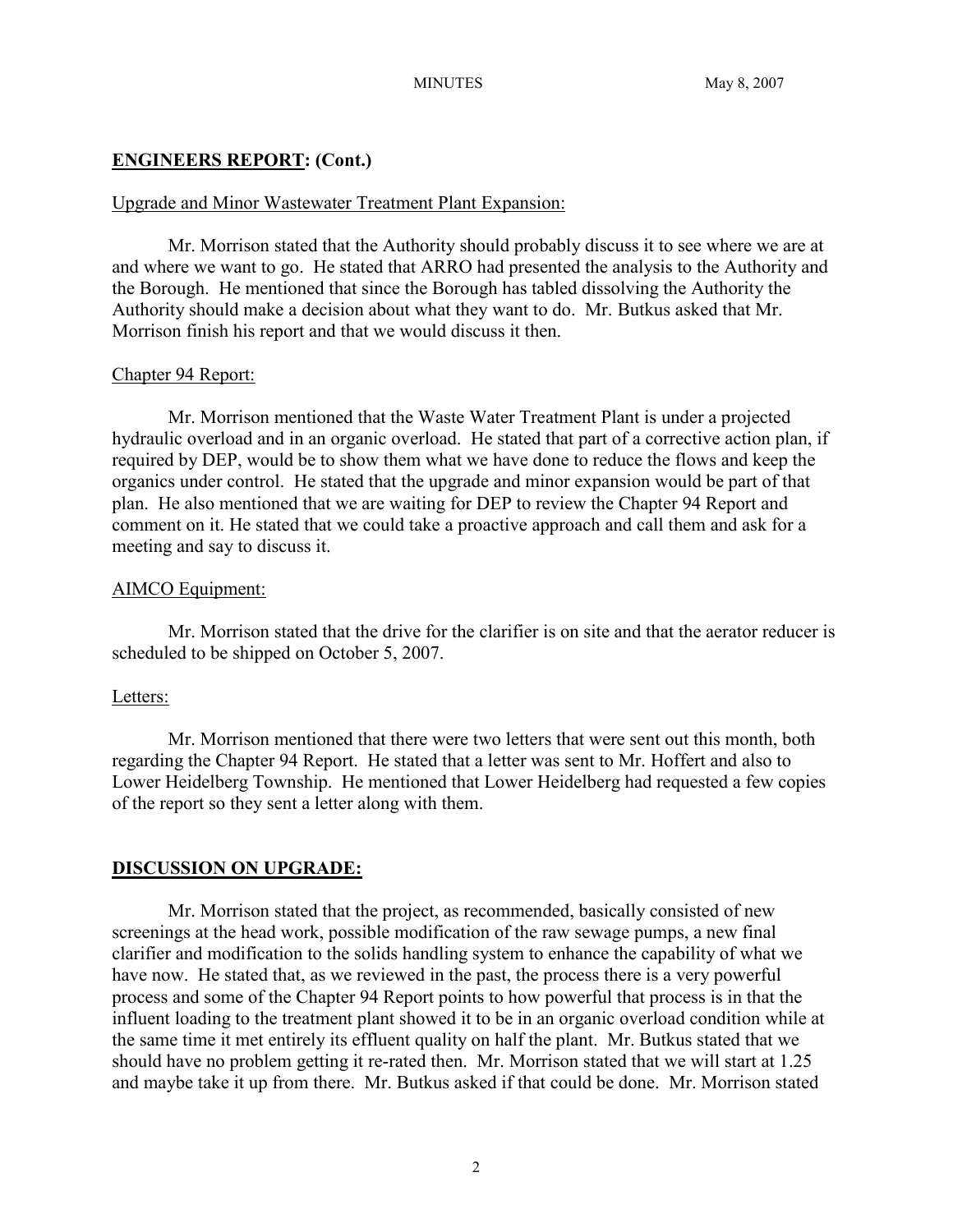## ENGINEERS REPORT: (Cont.)

Upgrade and Minor Wastewater Treatment Plant Expansion:

Mr. Morrison stated that the Authority should probably discuss it to see where we are at and where we want to go. He stated that ARRO had presented the analysis to the Authority and the Borough. He mentioned that since the Borough has tabled dissolving the Authority the Authority should make a decision about what they want to do. Mr. Butkus asked that Mr. Morrison finish his report and that we would discuss it then.

Chapter 94 Report:

Mr. Morrison mentioned that the Waste Water Treatment Plant is under a projected hydraulic overload and in an organic overload. He stated that part of a corrective action plan, if required by DEP, would be to show them what we have done to reduce the flows and keep the organics under control. He stated that the upgrade and minor expansion would be part of that plan. He also mentioned that we are waiting for DEP to review the Chapter 94 Report and comment on it. He stated that we could take a proactive approach and call them and ask for a meeting and say to discuss it.

AIMCO Equipment:

Mr. Morrison stated that the drive for the clarifier is on site and that the aerator reducer is scheduled to be shipped on October 5, 2007.

Letters:

Mr. Morrison mentioned that there were two letters that were sent out this month, both regarding the Chapter 94 Report. He stated that a letter was sent to Mr. Hoffert and also to Lower Heidelberg Township. He mentioned that Lower Heidelberg had requested a few copies of the report so they sent a letter along with them.

## DISCUSSION ON UPGRADE:

Mr. Morrison stated that the project, as recommended, basically consisted of new screenings at the head work, possible modification of the raw sewage pumps, a new final clarifier and modification to the solids handling system to enhance the capability of what we have now. He stated that, as we reviewed in the past, the process there is a very powerful process and some of the Chapter 94 Report points to how powerful that process is in that the influent loading to the treatment plant showed it to be in an organic overload condition while at the same time it met entirely its effluent quality on half the plant. Mr. Butkus stated that we should have no problem getting it re-rated then. Mr. Morrison stated that we will start at 1.25 and maybe take it up from there. Mr. Butkus asked if that could be done. Mr. Morrison stated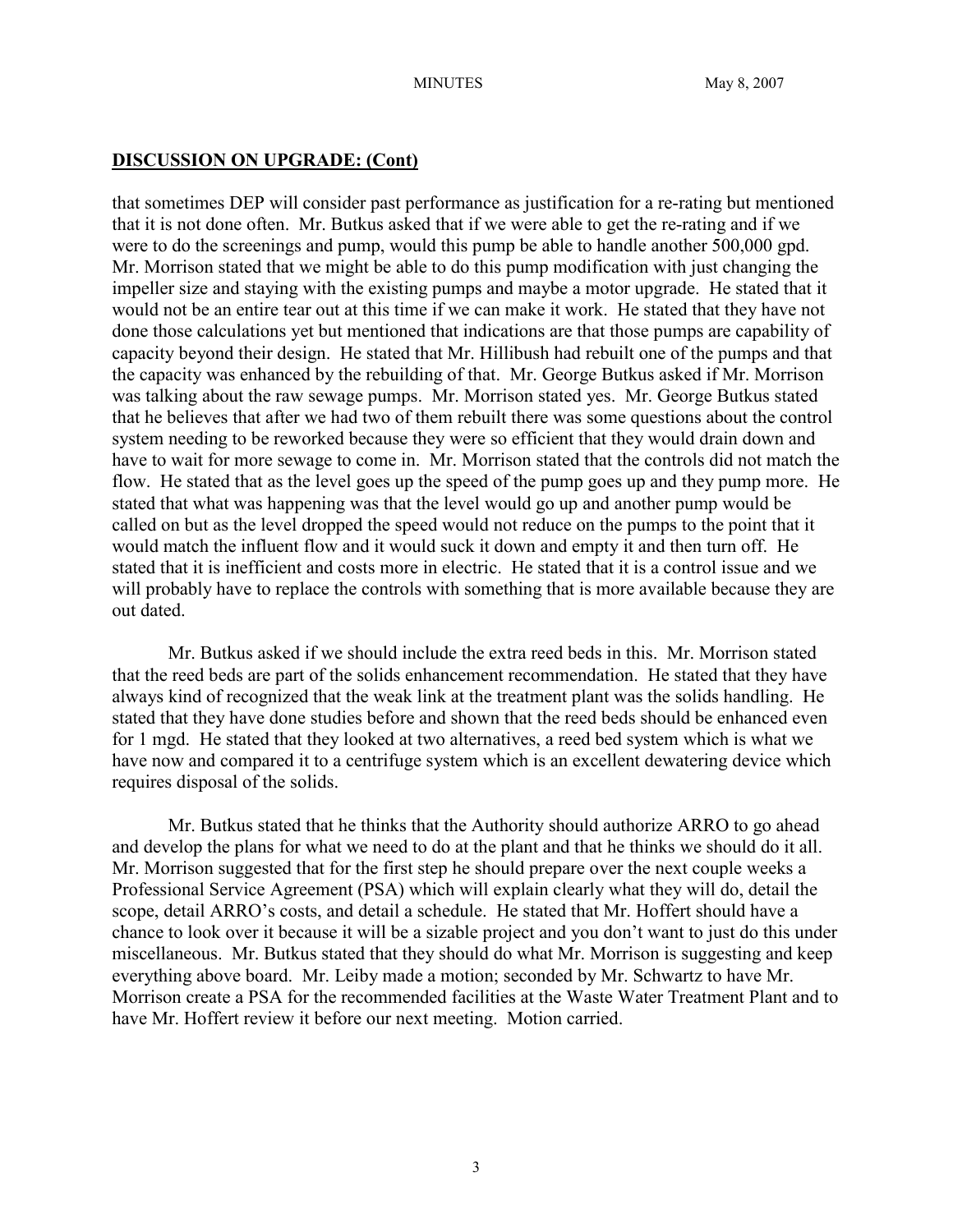## DISCUSSION ON UPGRADE: (Cont)

that sometimes DEP will consider past performance as justification for a re-rating but mentioned that it is not done often. Mr. Butkus asked that if we were able to get the re-rating and if we were to do the screenings and pump, would this pump be able to handle another 500,000 gpd. Mr. Morrison stated that we might be able to do this pump modification with just changing the impeller size and staying with the existing pumps and maybe a motor upgrade. He stated that it would not be an entire tear out at this time if we can make it work. He stated that they have not done those calculations yet but mentioned that indications are that those pumps are capability of capacity beyond their design. He stated that Mr. Hillibush had rebuilt one of the pumps and that the capacity was enhanced by the rebuilding of that. Mr. George Butkus asked if Mr. Morrison was talking about the raw sewage pumps. Mr. Morrison stated yes. Mr. George Butkus stated that he believes that after we had two of them rebuilt there was some questions about the control system needing to be reworked because they were so efficient that they would drain down and have to wait for more sewage to come in. Mr. Morrison stated that the controls did not match the flow. He stated that as the level goes up the speed of the pump goes up and they pump more. He stated that what was happening was that the level would go up and another pump would be called on but as the level dropped the speed would not reduce on the pumps to the point that it would match the influent flow and it would suck it down and empty it and then turn off. He stated that it is inefficient and costs more in electric. He stated that it is a control issue and we will probably have to replace the controls with something that is more available because they are out dated.

Mr. Butkus asked if we should include the extra reed beds in this. Mr. Morrison stated that the reed beds are part of the solids enhancement recommendation. He stated that they have always kind of recognized that the weak link at the treatment plant was the solids handling. He stated that they have done studies before and shown that the reed beds should be enhanced even for 1 mgd. He stated that they looked at two alternatives, a reed bed system which is what we have now and compared it to a centrifuge system which is an excellent dewatering device which requires disposal of the solids.

Mr. Butkus stated that he thinks that the Authority should authorize ARRO to go ahead and develop the plans for what we need to do at the plant and that he thinks we should do it all. Mr. Morrison suggested that for the first step he should prepare over the next couple weeks a Professional Service Agreement (PSA) which will explain clearly what they will do, detail the scope, detail ARRO's costs, and detail a schedule. He stated that Mr. Hoffert should have a chance to look over it because it will be a sizable project and you don't want to just do this under miscellaneous. Mr. Butkus stated that they should do what Mr. Morrison is suggesting and keep everything above board. Mr. Leiby made a motion; seconded by Mr. Schwartz to have Mr. Morrison create a PSA for the recommended facilities at the Waste Water Treatment Plant and to have Mr. Hoffert review it before our next meeting. Motion carried.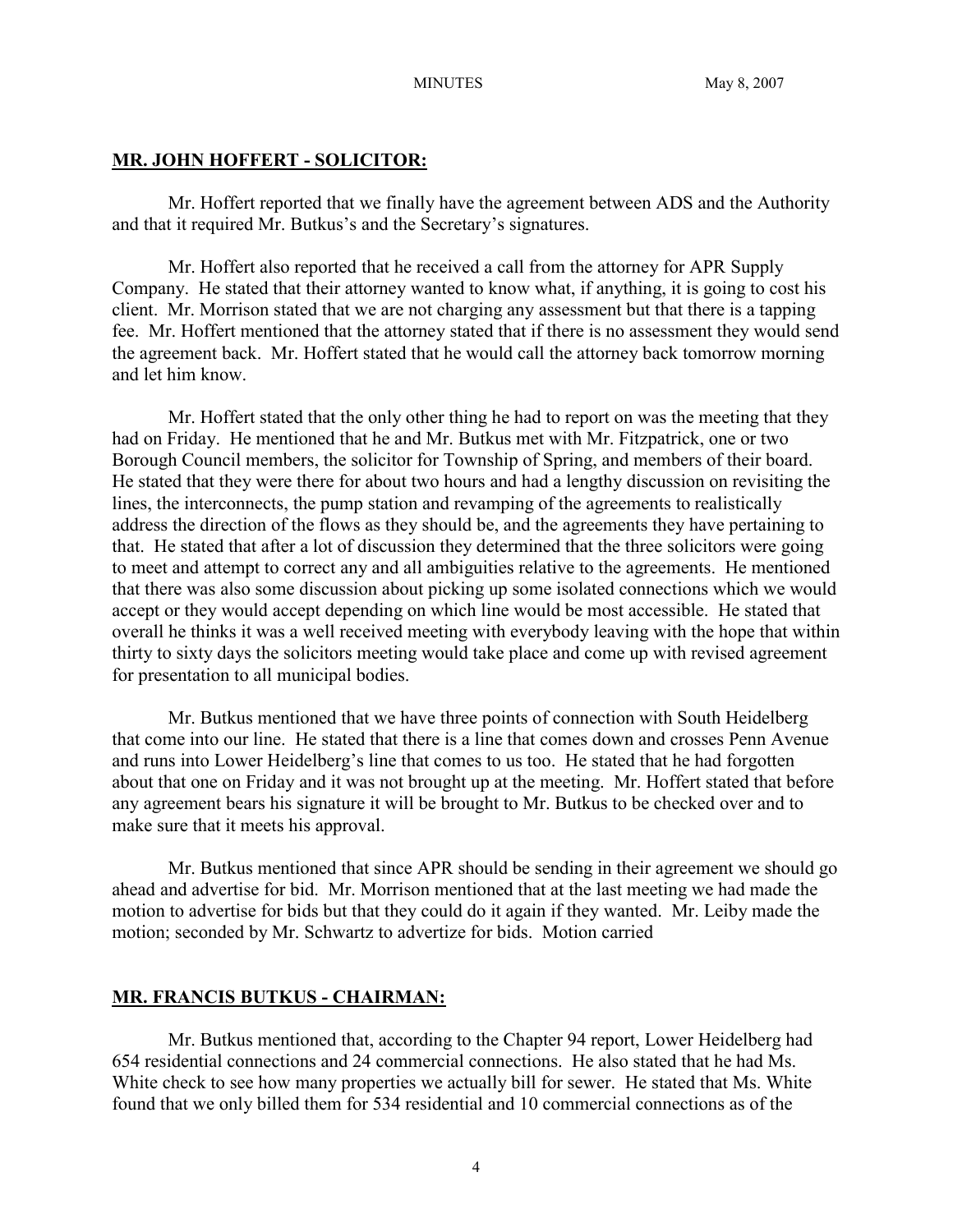## MR. JOHN HOFFERT - SOLICITOR:

Mr. Hoffert reported that we finally have the agreement between ADS and the Authority and that it required Mr. Butkus's and the Secretary's signatures.

Mr. Hoffert also reported that he received a call from the attorney for APR Supply Company. He stated that their attorney wanted to know what, if anything, it is going to cost his client. Mr. Morrison stated that we are not charging any assessment but that there is a tapping fee. Mr. Hoffert mentioned that the attorney stated that if there is no assessment they would send the agreement back. Mr. Hoffert stated that he would call the attorney back tomorrow morning and let him know.

Mr. Hoffert stated that the only other thing he had to report on was the meeting that they had on Friday. He mentioned that he and Mr. Butkus met with Mr. Fitzpatrick, one or two Borough Council members, the solicitor for Township of Spring, and members of their board. He stated that they were there for about two hours and had a lengthy discussion on revisiting the lines, the interconnects, the pump station and revamping of the agreements to realistically address the direction of the flows as they should be, and the agreements they have pertaining to that. He stated that after a lot of discussion they determined that the three solicitors were going to meet and attempt to correct any and all ambiguities relative to the agreements. He mentioned that there was also some discussion about picking up some isolated connections which we would accept or they would accept depending on which line would be most accessible. He stated that overall he thinks it was a well received meeting with everybody leaving with the hope that within thirty to sixty days the solicitors meeting would take place and come up with revised agreement for presentation to all municipal bodies.

Mr. Butkus mentioned that we have three points of connection with South Heidelberg that come into our line. He stated that there is a line that comes down and crosses Penn Avenue and runs into Lower Heidelberg's line that comes to us too. He stated that he had forgotten about that one on Friday and it was not brought up at the meeting. Mr. Hoffert stated that before any agreement bears his signature it will be brought to Mr. Butkus to be checked over and to make sure that it meets his approval.

Mr. Butkus mentioned that since APR should be sending in their agreement we should go ahead and advertise for bid. Mr. Morrison mentioned that at the last meeting we had made the motion to advertise for bids but that they could do it again if they wanted. Mr. Leiby made the motion; seconded by Mr. Schwartz to advertize for bids. Motion carried

## MR. FRANCIS BUTKUS - CHAIRMAN:

Mr. Butkus mentioned that, according to the Chapter 94 report, Lower Heidelberg had 654 residential connections and 24 commercial connections. He also stated that he had Ms. White check to see how many properties we actually bill for sewer. He stated that Ms. White found that we only billed them for 534 residential and 10 commercial connections as of the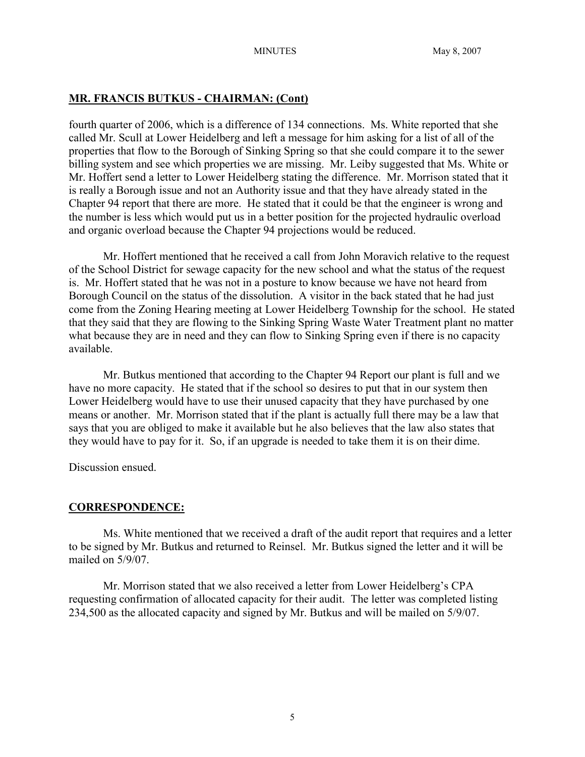## MR. FRANCIS BUTKUS - CHAIRMAN: (Cont)

fourth quarter of 2006, which is a difference of 134 connections. Ms. White reported that she called Mr. Scull at Lower Heidelberg and left a message for him asking for a list of all of the properties that flow to the Borough of Sinking Spring so that she could compare it to the sewer billing system and see which properties we are missing. Mr. Leiby suggested that Ms. White or Mr. Hoffert send a letter to Lower Heidelberg stating the difference. Mr. Morrison stated that it is really a Borough issue and not an Authority issue and that they have already stated in the Chapter 94 report that there are more. He stated that it could be that the engineer is wrong and the number is less which would put us in a better position for the projected hydraulic overload and organic overload because the Chapter 94 projections would be reduced.

Mr. Hoffert mentioned that he received a call from John Moravich relative to the request of the School District for sewage capacity for the new school and what the status of the request is. Mr. Hoffert stated that he was not in a posture to know because we have not heard from Borough Council on the status of the dissolution. A visitor in the back stated that he had just come from the Zoning Hearing meeting at Lower Heidelberg Township for the school. He stated that they said that they are flowing to the Sinking Spring Waste Water Treatment plant no matter what because they are in need and they can flow to Sinking Spring even if there is no capacity available.

Mr. Butkus mentioned that according to the Chapter 94 Report our plant is full and we have no more capacity. He stated that if the school so desires to put that in our system then Lower Heidelberg would have to use their unused capacity that they have purchased by one means or another. Mr. Morrison stated that if the plant is actually full there may be a law that says that you are obliged to make it available but he also believes that the law also states that they would have to pay for it. So, if an upgrade is needed to take them it is on their dime.

Discussion ensued.

## CORRESPONDENCE:

Ms. White mentioned that we received a draft of the audit report that requires and a letter to be signed by Mr. Butkus and returned to Reinsel. Mr. Butkus signed the letter and it will be mailed on 5/9/07.

Mr. Morrison stated that we also received a letter from Lower Heidelberg's CPA requesting confirmation of allocated capacity for their audit. The letter was completed listing 234,500 as the allocated capacity and signed by Mr. Butkus and will be mailed on 5/9/07.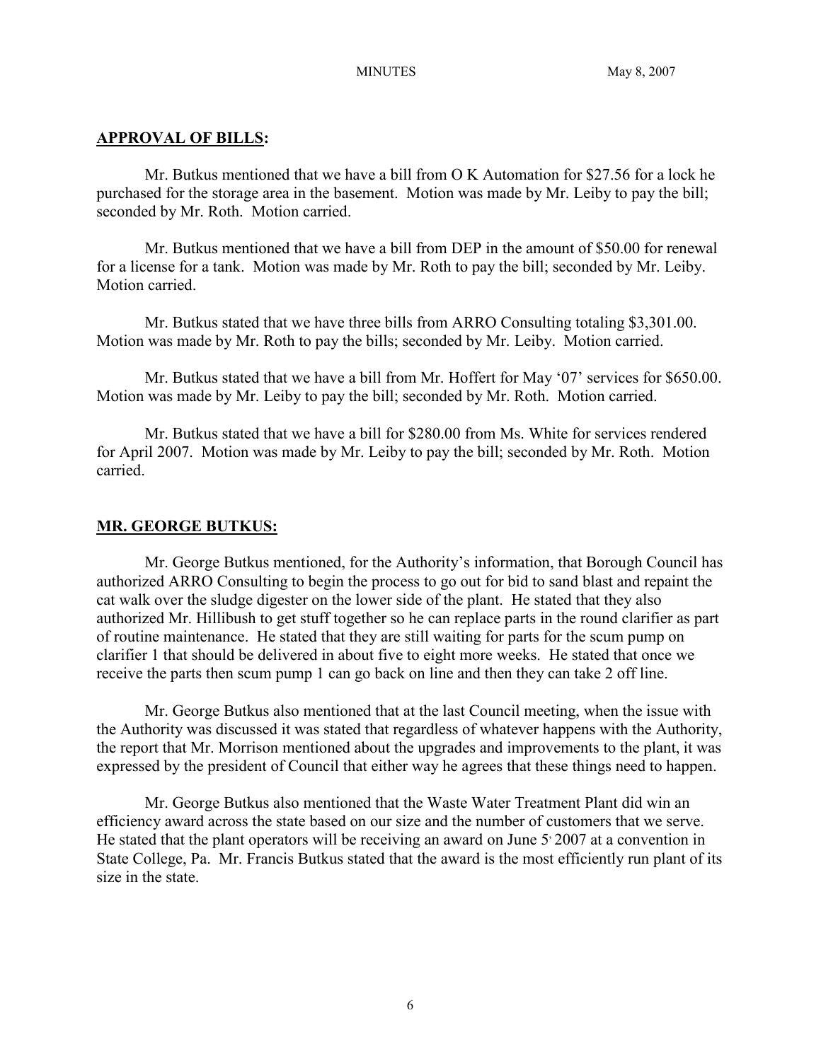## APPROVAL OF BILLS:

Mr. Butkus mentioned that we have a bill from O K Automation for $27.56 for a lock he purchased for the storage area in the basement. Motion was made by Mr. Leiby to pay the bill; seconded by Mr. Roth. Motion carried.

Mr. Butkus mentioned that we have a bill from DEP in the amount of $50.00 for renewal for a license for a tank. Motion was made by Mr. Roth to pay the bill; seconded by Mr. Leiby. Motion carried.

Mr. Butkus stated that we have three bills from ARRO Consulting totaling $3,301.00. Motion was made by Mr. Roth to pay the bills; seconded by Mr. Leiby. Motion carried.

Mr. Butkus stated that we have a bill from Mr. Hoffert for May '07' services for $650.00. Motion was made by Mr. Leiby to pay the bill; seconded by Mr. Roth. Motion carried.

Mr. Butkus stated that we have a bill for $280.00 from Ms. White for services rendered for April 2007. Motion was made by Mr. Leiby to pay the bill; seconded by Mr. Roth. Motion carried.

## MR. GEORGE BUTKUS:

Mr. George Butkus mentioned, for the Authority's information, that Borough Council has authorized ARRO Consulting to begin the process to go out for bid to sand blast and repaint the cat walk over the sludge digester on the lower side of the plant. He stated that they also authorized Mr. Hillibush to get stuff together so he can replace parts in the round clarifier as part of routine maintenance. He stated that they are still waiting for parts for the scum pump on clarifier 1 that should be delivered in about five to eight more weeks. He stated that once we receive the parts then scum pump 1 can go back on line and then they can take 2 off line.

Mr. George Butkus also mentioned that at the last Council meeting, when the issue with the Authority was discussed it was stated that regardless of whatever happens with the Authority, the report that Mr. Morrison mentioned about the upgrades and improvements to the plant, it was expressed by the president of Council that either way he agrees that these things need to happen.

Mr. George Butkus also mentioned that the Waste Water Treatment Plant did win an efficiency award across the state based on our size and the number of customers that we serve. He stated that the plant operators will be receiving an award on June 5, 2007 at a convention in State College, Pa. Mr. Francis Butkus stated that the award is the most efficiently run plant of its size in the state.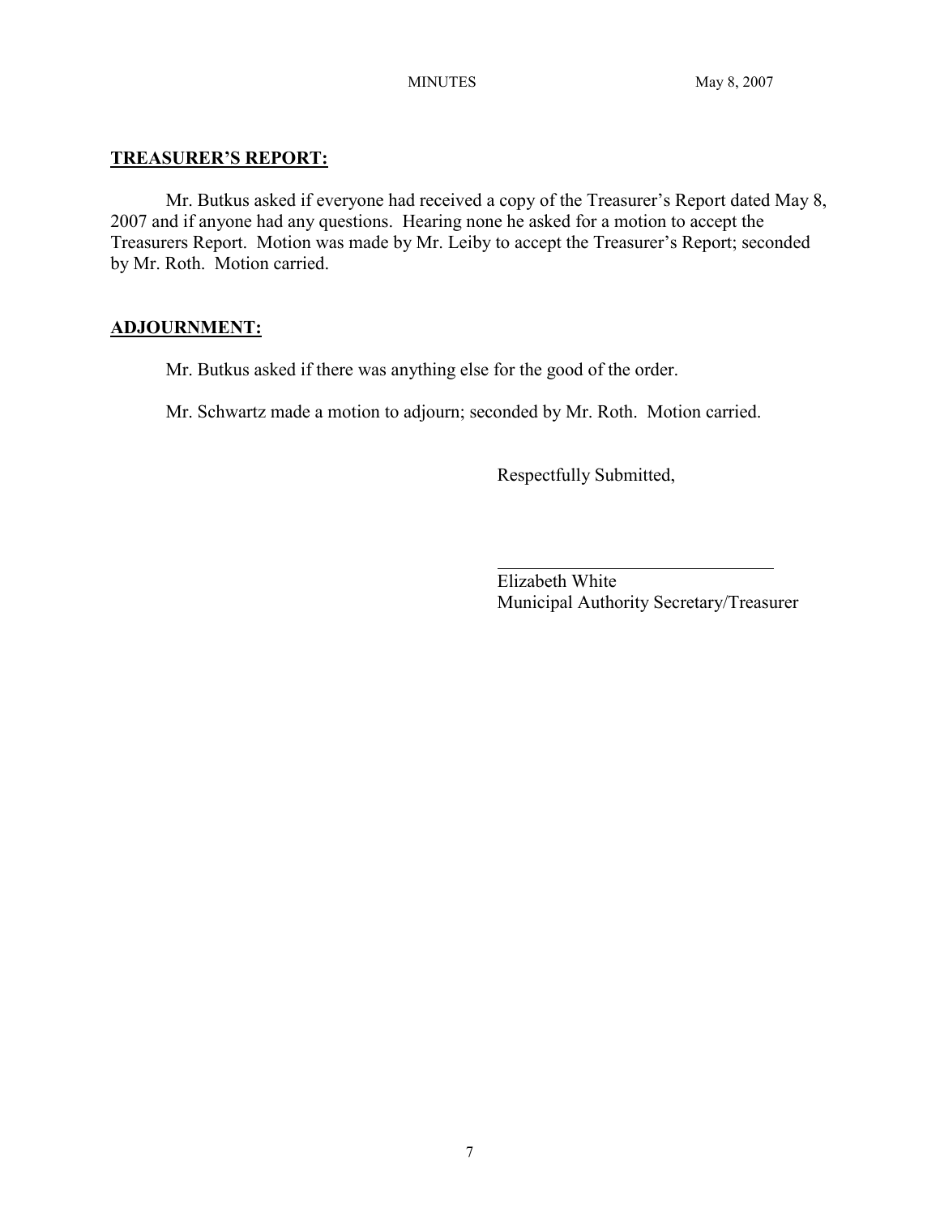**TREASURER'S REPORT:**

Mr. Butkus asked if everyone had received a copy of the Treasurer's Report dated May 8, 2007 and if anyone had any questions. Hearing none he asked for a motion to accept the Treasurers Report. Motion was made by Mr. Leiby to accept the Treasurer's Report; seconded by Mr. Roth. Motion carried.

**ADJOURNMENT:**

Mr. Butkus asked if there was anything else for the good of the order.

Mr. Schwartz made a motion to adjourn; seconded by Mr. Roth. Motion carried.

Respectfully Submitted,

\_\_\_\_\_\_\_\_\_\_\_\_\_\_\_\_\_\_\_\_\_\_\_\_\_\_\_\_\_\_\_\_

Elizabeth White
Municipal Authority Secretary/Treasurer